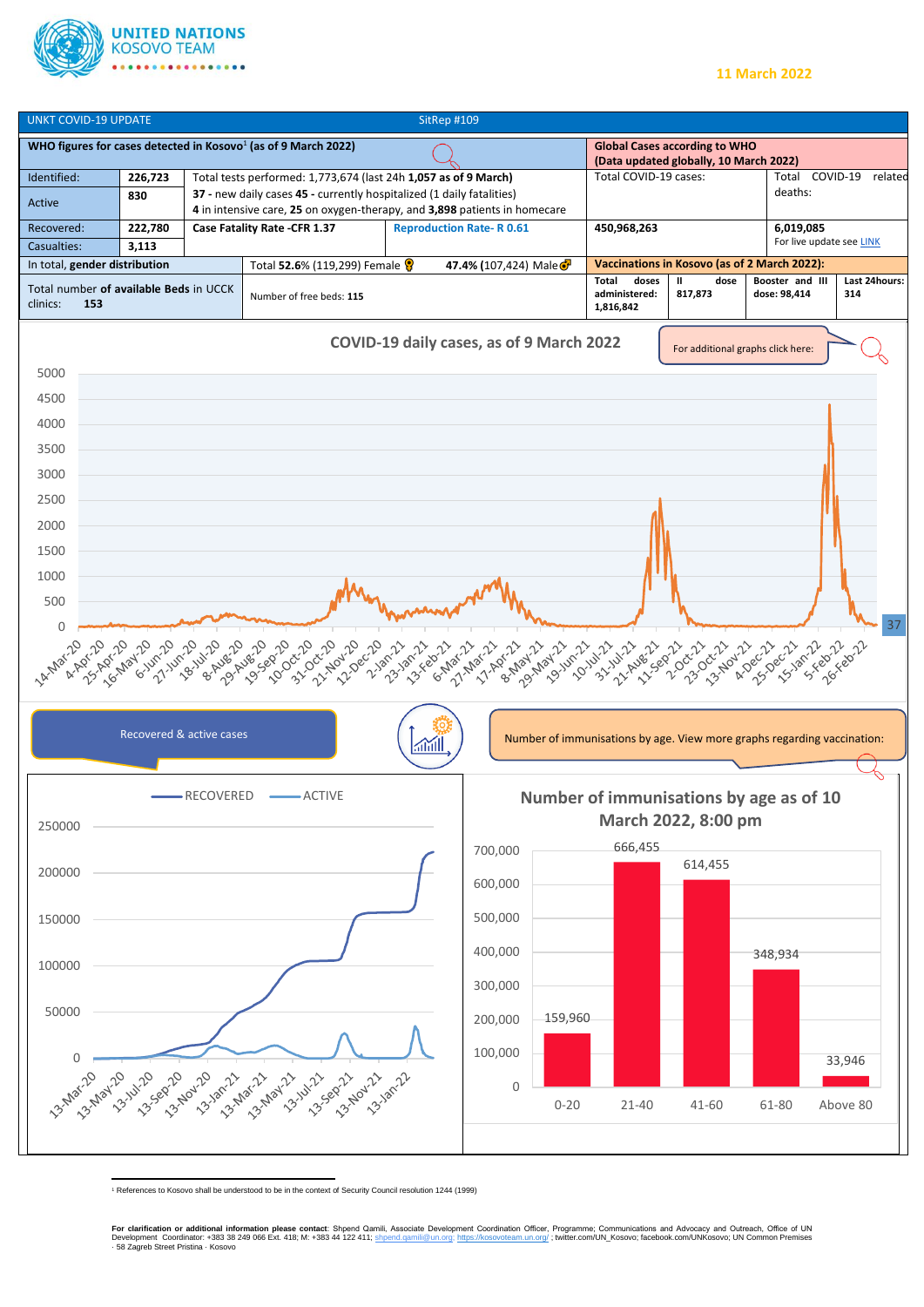**UNITED NATIONS KOSOVO TEAM**

**11 March 2022**

UNKT COVID-19 UPDATE — SitRep #109

| WHO figures for cases detected in Kosovo[1] (as of 9 March 2022) | | | | Global Cases according to WHO (Data updated globally, 10 March 2022) | |
|---|---|---|---|---|---|
| Identified: | **226,723** | Total tests performed: 1,773,674 (last 24h **1,057 as of 9 March)** | | Total COVID-19 cases: | Total COVID-19 related deaths: |
| Active | **830** | **37 -** new daily cases **45 -** currently hospitalized (1 daily fatalities) **4** in intensive care, **25** on oxygen-therapy, and **3,898** patients in homecare | | | |
| Recovered: | **222,780** | **Case Fatality Rate -CFR 1.37** | **Reproduction Rate- R 0.61** | **450,968,263** | **6,019,085** For live update see LINK |
| Casualties: | **3,113** | | | | |

| In total, **gender distribution** | Total **52.6%** (119,299) Female | **47.4%** (107,424) Male |
|---|---|---|
| Total number **of available Beds** in UCCK clinics: **153** | Number of free beds: **115** | |

**Vaccinations in Kosovo (as of 2 March 2022):**

| Total doses administered: | II dose | Booster and III dose: | Last 24hours: |
|---|---|---|---|
| 1,816,842 | 817,873 | 98,414 | 314 |

## COVID-19 daily cases, as of 9 March 2022

For additional graphs click here:

Recovered & active cases

Number of immunisations by age. View more graphs regarding vaccination:

## Number of immunisations by age as of 10 March 2022, 8:00 pm

| Age | Immunisations |
|---|---|
| 0-20 | 159,960 |
| 21-40 | 666,455 |
| 41-60 | 614,455 |
| 61-80 | 348,934 |
| Above 80 | 33,946 |

[1] References to Kosovo shall be understood to be in the context of Security Council resolution 1244 (1999)

**For clarification or additional information please contact**: Shpend Qamili, Associate Development Coordination Officer, Programme; Communications and Advocacy and Outreach, Office of UN Development Coordinator: +383 38 249 066 Ext. 418; M: +383 44 122 411; shpend.qamili@un.org; https://kosovoteam.un.org/ ; twitter.com/UN_Kosovo; facebook.com/UNKosovo; UN Common Premises · 58 Zagreb Street Pristina · Kosovo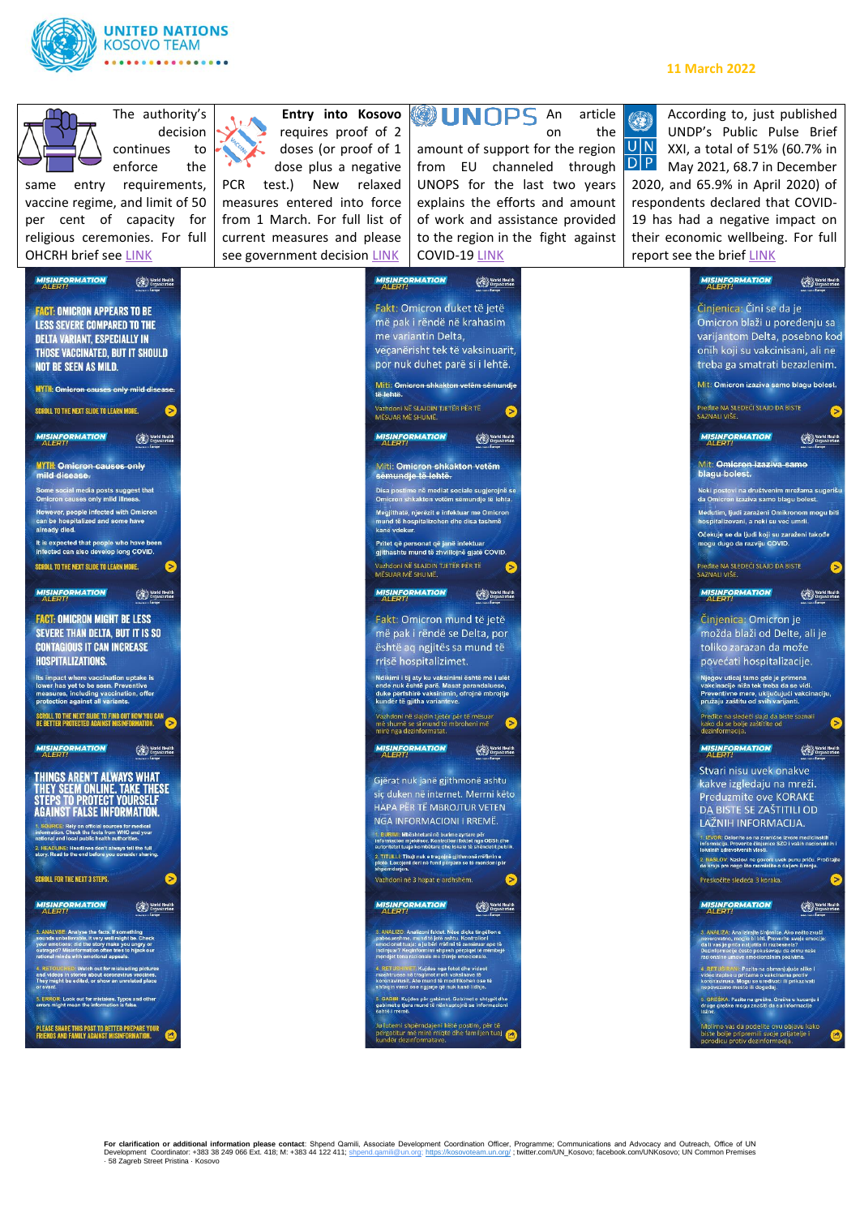UNITED NATIONS
KOSOVO TEAM

11 March 2022

The authority's decision continues to enforce the same entry requirements, vaccine regime, and limit of 50 per cent of capacity for religious ceremonies. For full OHCHR brief see LINK

**Entry into Kosovo** requires proof of 2 doses (or proof of 1 dose plus a negative PCR test.) New relaxed measures entered into force from 1 March. For full list of current measures and please see government decision LINK

UNOPS An article on the amount of support for the region from EU channeled through UNOPS for the last two years explains the efforts and amount of work and assistance provided to the region in the fight against COVID-19 LINK

According to, just published UNDP's Public Pulse Brief XXI, a total of 51% (60.7% in May 2021, 68.7 in December 2020, and 65.9% in April 2020) of respondents declared that COVID-19 has had a negative impact on their economic wellbeing. For full report see the brief LINK

MISINFORMATION ALERT!

**FACT: OMICRON APPEARS TO BE LESS SEVERE COMPARED TO THE DELTA VARIANT, ESPECIALLY IN THOSE VACCINATED, BUT IT SHOULD NOT BE SEEN AS MILD.**

MYTH: ~~Omicron causes only mild disease.~~

SCROLL TO THE NEXT SLIDE TO LEARN MORE.

MISINFORMATION ALERT!

MYTH: ~~Omicron causes only mild disease.~~

Some social media posts suggest that Omicron causes only mild illness.

However, people infected with Omicron can be hospitalized and some have already died.

It is expected that people who have been infected can also develop long COVID.

SCROLL TO THE NEXT SLIDE TO LEARN MORE.

MISINFORMATION ALERT!

**FACT: OMICRON MIGHT BE LESS SEVERE THAN DELTA, BUT IT IS SO CONTAGIOUS IT CAN INCREASE HOSPITALIZATIONS.**

Its impact where vaccination uptake is lower has yet to be seen. Preventive measures, including vaccination, offer protection against all variants.

SCROLL TO THE NEXT SLIDE TO FIND OUT HOW YOU CAN BE BETTER PROTECTED AGAINST MISINFORMATION.

MISINFORMATION ALERT!

**THINGS AREN'T ALWAYS WHAT THEY SEEM ONLINE. TAKE THESE STEPS TO PROTECT YOURSELF AGAINST FALSE INFORMATION.**

1. SOURCE: Rely on official sources for medical information. Check the facts from WHO and your national and local public health authorities.
2. HEADLINE: Headlines don't always tell the full story. Read to the end before you consider sharing.

SCROLL FOR THE NEXT 3 STEPS.

MISINFORMATION ALERT!

3. ANALYSE: Analyse the facts. If something sounds unbelievable, it very well might be. Check your emotions: did the story make you angry or outraged? Misinformation often tries to hijack our rational minds with emotional appeals.
4. RETOUCHED: Watch out for misleading pictures and videos in stories about coronavirus vaccines. They might be edited, or show an unrelated place or event.
5. ERROR: Look out for mistakes. Typos and other errors might mean the information is false.

PLEASE SHARE THIS POST TO BETTER PREPARE YOUR FRIENDS AND FAMILY AGAINST MISINFORMATION.

MISINFORMATION ALERT!

Fakt: Omicron duket të jetë më pak i rëndë në krahasim me variantin Delta, veçanërisht tek të vaksinuarit, por nuk duhet parë si i lehtë.

Miti: ~~Omicron shkakton vetëm sëmundje të lehta.~~

Vazhdoni NË SLAJDIN TJETËR PËR TË MËSUAR MË SHUMË.

MISINFORMATION ALERT!

Miti: ~~Omicron shkakton vetëm sëmundje të lehta.~~

Disa postime në mediat sociale sugjerojnë se Omicron shkakton vetëm sëmundje të lehta.

Megjithatë, njerëzit e infektuar me Omicron mund të hospitalizohen dhe disa tashmë kanë vdekur.

Pritet që personat që janë infektuar gjithashtu mund të zhvillojnë gjatë COVID.

Vazhdoni NË SLAJDIN TJETËR PËR TË MËSUAR MË SHUMË.

MISINFORMATION ALERT!

Fakt: Omicron mund të jetë më pak i rëndë se Delta, por është aq ngjitës sa mund të rrisë hospitalizimet.

Ndikimi i tij aty ku vaksinimi është më i ulët ende nuk është parë. Masat parandaluese, duke përfshirë vaksinimin, ofrojnë mbrojtje kundër të gjitha varianteve.

Vazhdoni në slajdin tjetër për të mësuar më shumë se si mund të mbroheni më mirë nga dezinformatat.

MISINFORMATION ALERT!

Gjërat nuk janë gjithmonë ashtu siç duken në internet. Merrni këto HAPA PËR TË MBROJTUR VETEN NGA INFORMACIONI I RREMË.

1. BURIMI: Mbështetuni në burime zyrtare për informacion mjekësor. Kontrolloni faktet nga OBSH dhe autoritetet tuaja kombëtare dhe lokale të shëndetit publik.
2. TITULLI: Titujt nuk e tregojnë gjithmonë të plotë. Lexoni deri në fund përpara se të mendoni për shpërndarjen.

Vazhdoni në 3 hapat e ardhshëm.

MISINFORMATION ALERT!

3. ANALIZO: Analizoni faktet. Nëse diçka tingëllon e pabesueshme, mund të jetë ashtu. Kontrolloni emocionet tuaja: a ju bëri mërzit të zemëruar apo të indinjuar? Keqinformimi shpesh përpiqet të rrëmbejë mendjet tona racionale me thirrje emocionale.
4. RETUSHIMET: Kujdes nga fotot dhe videot mashtruese në tregimet rreth vaksinave të koronavirusit. Ato mund të modifikohen ose të shfaqin vend ose ngjarje që nuk kanë lidhje.
5. GABIMI: Kujdes për gabimet. Gabimet e shtypit dhe gabimet e tjera mund të nënkuptojnë se informacioni është i rremë.

Ju lutemi shpërndajeni këtë postim, për të përgatitur më mirë miqtë dhe familjen tuaj kundër dezinformatave.

MISINFORMATION ALERT!

Činjenica: Čini se da je Omicron blaži u poređenju sa varijantom Delta, posebno kod onih koji su vakcinisani, ali ne treba ga smatrati bezazlenim.

Mit: ~~Omicron izaziva samo blagu bolest.~~

Pređite NA SLEDEĆI SLAJD DA BISTE SAZNALI VIŠE.

MISINFORMATION ALERT!

Mit: ~~Omicron izaziva samo blagu bolest.~~

Neki postovi na društvenim mrežama sugerišu da Omicron izaziva samo blagu bolest.

Međutim, ljudi zaraženi Omikronom mogu biti hospitalizovani, a neki su već umrli.

Očekuje se da ljudi koji su zaraženi takođe mogu dugo da razviju COVID.

Pređite NA SLEDEĆI SLAJD DA BISTE SAZNALI VIŠE.

MISINFORMATION ALERT!

Činjenica: Omicron je možda blaži od Delte, ali je toliko zarazan da može povećati hospitalizacije.

Njegov uticaj tamo gde je primena vakcinacije niža tek treba da se vidi. Preventivne mere, uključujući vakcinaciju, pružaju zaštitu od svih varijanti.

Pređite na sledeći slajd da biste saznali kako da se bolje zaštitite od dezinformacija.

MISINFORMATION ALERT!

Stvari nisu uvek onakve kakve izgledaju na mreži. Preduzmite ove KORAKE DA BISTE SE ZAŠTITILI OD LAŽNIH INFORMACIJA.

1. IZVOR: Oslonite se na zvanične izvore medicinskih informacija. Proverite činjenice SZO i vaših nacionalnih i lokalnih zdravstvenih vlasti.
2. NASLOV: Naslovi ne govore uvek punu priču. Pročitajte do kraja pre nego što razmislite o daljem širenju.

Preskočite sledeća 3 koraka.

MISINFORMATION ALERT!

3. ANALIZA: Analizirajte činjenice. Ako nešto zvuči neverovatno, mogu bi biti. Proverite svoje emocije: da li vas je priča naljutila ili razbesnela? Dezinformacije često pokušavaju da otmu naše racionalne umove emocionalnim pozivima.
4. RETUŠIRANI: Pazite na obmanjujuće slike i video zapise u pričama o vakcinama protiv koronavirusa. Mogu se uređivati ili prikazivati nepovezano mesto ili događaj.
5. GREŠKA: Pazite na greške. Greške u kucanju i druge greške mogu značiti da je informacija lažna.

Molimo vas da podelite ovu objavu kako biste bolje pripremili svoje prijatelje i porodicu protiv dezinformacija.

**For clarification or additional information please contact**: Shpend Qamili, Associate Development Coordination Officer, Programme; Communications and Advocacy and Outreach, Office of UN Development Coordinator: +383 38 249 066 Ext. 418; M: +383 44 122 411; shpend.qamili@un.org; https://kosovoteam.un.org/ ; twitter.com/UN_Kosovo; facebook.com/UNKosovo; UN Common Premises · 58 Zagreb Street Pristina · Kosovo